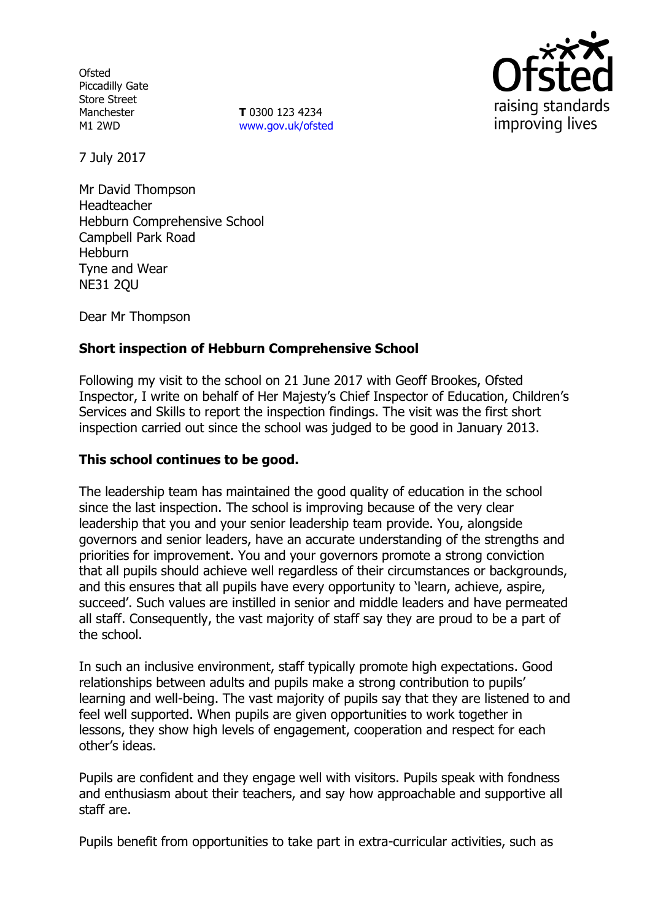Ofsted
Piccadilly Gate
Store Street
Manchester
M1 2WD

**T** 0300 123 4234
www.gov.uk/ofsted

7 July 2017

Mr David Thompson
Headteacher
Hebburn Comprehensive School
Campbell Park Road
Hebburn
Tyne and Wear
NE31 2QU

Dear Mr Thompson

**Short inspection of Hebburn Comprehensive School**

Following my visit to the school on 21 June 2017 with Geoff Brookes, Ofsted Inspector, I write on behalf of Her Majesty's Chief Inspector of Education, Children's Services and Skills to report the inspection findings. The visit was the first short inspection carried out since the school was judged to be good in January 2013.

**This school continues to be good.**

The leadership team has maintained the good quality of education in the school since the last inspection. The school is improving because of the very clear leadership that you and your senior leadership team provide. You, alongside governors and senior leaders, have an accurate understanding of the strengths and priorities for improvement. You and your governors promote a strong conviction that all pupils should achieve well regardless of their circumstances or backgrounds, and this ensures that all pupils have every opportunity to 'learn, achieve, aspire, succeed'. Such values are instilled in senior and middle leaders and have permeated all staff. Consequently, the vast majority of staff say they are proud to be a part of the school.

In such an inclusive environment, staff typically promote high expectations. Good relationships between adults and pupils make a strong contribution to pupils' learning and well-being. The vast majority of pupils say that they are listened to and feel well supported. When pupils are given opportunities to work together in lessons, they show high levels of engagement, cooperation and respect for each other's ideas.

Pupils are confident and they engage well with visitors. Pupils speak with fondness and enthusiasm about their teachers, and say how approachable and supportive all staff are.

Pupils benefit from opportunities to take part in extra-curricular activities, such as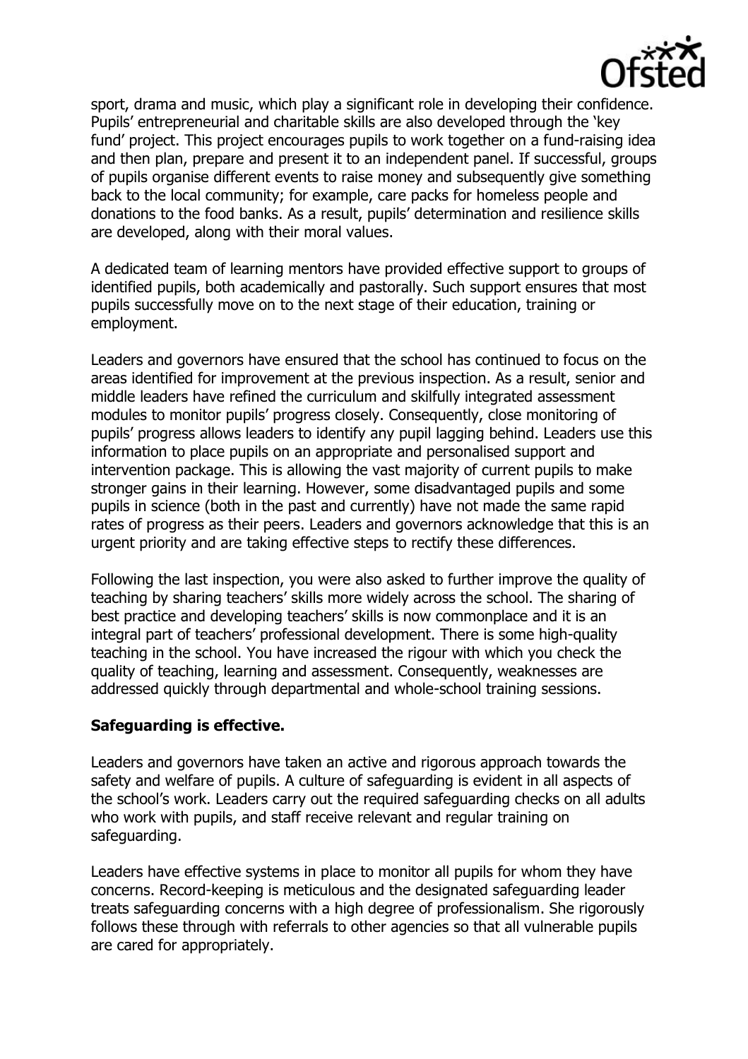sport, drama and music, which play a significant role in developing their confidence. Pupils' entrepreneurial and charitable skills are also developed through the 'key fund' project. This project encourages pupils to work together on a fund-raising idea and then plan, prepare and present it to an independent panel. If successful, groups of pupils organise different events to raise money and subsequently give something back to the local community; for example, care packs for homeless people and donations to the food banks. As a result, pupils' determination and resilience skills are developed, along with their moral values.

A dedicated team of learning mentors have provided effective support to groups of identified pupils, both academically and pastorally. Such support ensures that most pupils successfully move on to the next stage of their education, training or employment.

Leaders and governors have ensured that the school has continued to focus on the areas identified for improvement at the previous inspection. As a result, senior and middle leaders have refined the curriculum and skilfully integrated assessment modules to monitor pupils' progress closely. Consequently, close monitoring of pupils' progress allows leaders to identify any pupil lagging behind. Leaders use this information to place pupils on an appropriate and personalised support and intervention package. This is allowing the vast majority of current pupils to make stronger gains in their learning. However, some disadvantaged pupils and some pupils in science (both in the past and currently) have not made the same rapid rates of progress as their peers. Leaders and governors acknowledge that this is an urgent priority and are taking effective steps to rectify these differences.

Following the last inspection, you were also asked to further improve the quality of teaching by sharing teachers' skills more widely across the school. The sharing of best practice and developing teachers' skills is now commonplace and it is an integral part of teachers' professional development. There is some high-quality teaching in the school. You have increased the rigour with which you check the quality of teaching, learning and assessment. Consequently, weaknesses are addressed quickly through departmental and whole-school training sessions.

**Safeguarding is effective.**

Leaders and governors have taken an active and rigorous approach towards the safety and welfare of pupils. A culture of safeguarding is evident in all aspects of the school's work. Leaders carry out the required safeguarding checks on all adults who work with pupils, and staff receive relevant and regular training on safeguarding.

Leaders have effective systems in place to monitor all pupils for whom they have concerns. Record-keeping is meticulous and the designated safeguarding leader treats safeguarding concerns with a high degree of professionalism. She rigorously follows these through with referrals to other agencies so that all vulnerable pupils are cared for appropriately.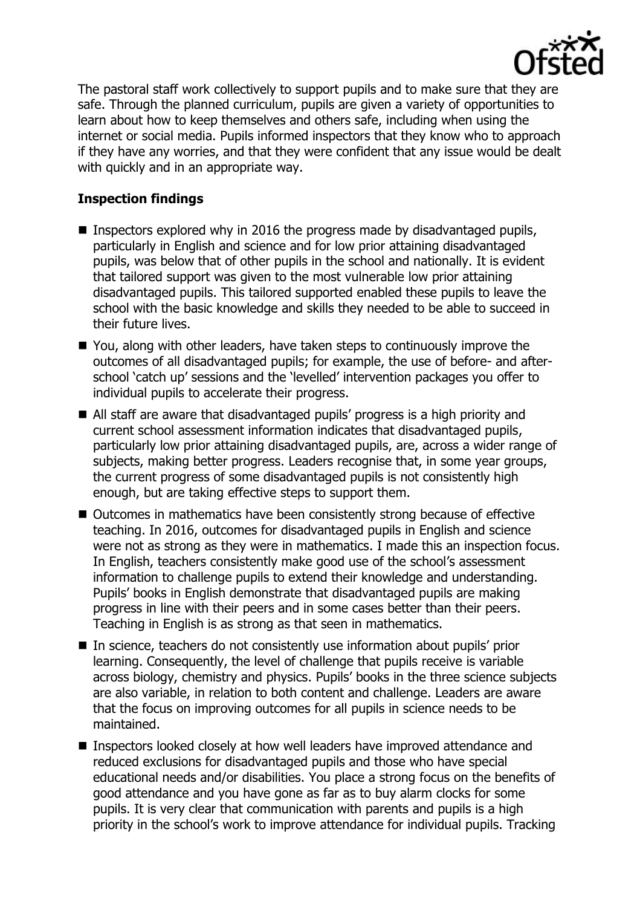The pastoral staff work collectively to support pupils and to make sure that they are safe. Through the planned curriculum, pupils are given a variety of opportunities to learn about how to keep themselves and others safe, including when using the internet or social media. Pupils informed inspectors that they know who to approach if they have any worries, and that they were confident that any issue would be dealt with quickly and in an appropriate way.

## Inspection findings

- Inspectors explored why in 2016 the progress made by disadvantaged pupils, particularly in English and science and for low prior attaining disadvantaged pupils, was below that of other pupils in the school and nationally. It is evident that tailored support was given to the most vulnerable low prior attaining disadvantaged pupils. This tailored supported enabled these pupils to leave the school with the basic knowledge and skills they needed to be able to succeed in their future lives.
- You, along with other leaders, have taken steps to continuously improve the outcomes of all disadvantaged pupils; for example, the use of before- and after-school 'catch up' sessions and the 'levelled' intervention packages you offer to individual pupils to accelerate their progress.
- All staff are aware that disadvantaged pupils' progress is a high priority and current school assessment information indicates that disadvantaged pupils, particularly low prior attaining disadvantaged pupils, are, across a wider range of subjects, making better progress. Leaders recognise that, in some year groups, the current progress of some disadvantaged pupils is not consistently high enough, but are taking effective steps to support them.
- Outcomes in mathematics have been consistently strong because of effective teaching. In 2016, outcomes for disadvantaged pupils in English and science were not as strong as they were in mathematics. I made this an inspection focus. In English, teachers consistently make good use of the school's assessment information to challenge pupils to extend their knowledge and understanding. Pupils' books in English demonstrate that disadvantaged pupils are making progress in line with their peers and in some cases better than their peers. Teaching in English is as strong as that seen in mathematics.
- In science, teachers do not consistently use information about pupils' prior learning. Consequently, the level of challenge that pupils receive is variable across biology, chemistry and physics. Pupils' books in the three science subjects are also variable, in relation to both content and challenge. Leaders are aware that the focus on improving outcomes for all pupils in science needs to be maintained.
- Inspectors looked closely at how well leaders have improved attendance and reduced exclusions for disadvantaged pupils and those who have special educational needs and/or disabilities. You place a strong focus on the benefits of good attendance and you have gone as far as to buy alarm clocks for some pupils. It is very clear that communication with parents and pupils is a high priority in the school's work to improve attendance for individual pupils. Tracking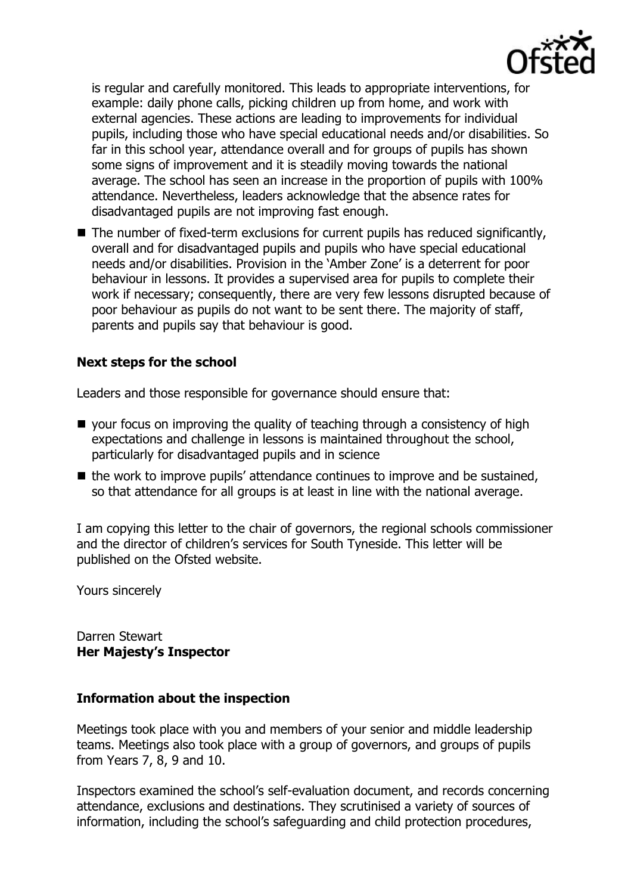is regular and carefully monitored. This leads to appropriate interventions, for example: daily phone calls, picking children up from home, and work with external agencies. These actions are leading to improvements for individual pupils, including those who have special educational needs and/or disabilities. So far in this school year, attendance overall and for groups of pupils has shown some signs of improvement and it is steadily moving towards the national average. The school has seen an increase in the proportion of pupils with 100% attendance. Nevertheless, leaders acknowledge that the absence rates for disadvantaged pupils are not improving fast enough.

- The number of fixed-term exclusions for current pupils has reduced significantly, overall and for disadvantaged pupils and pupils who have special educational needs and/or disabilities. Provision in the 'Amber Zone' is a deterrent for poor behaviour in lessons. It provides a supervised area for pupils to complete their work if necessary; consequently, there are very few lessons disrupted because of poor behaviour as pupils do not want to be sent there. The majority of staff, parents and pupils say that behaviour is good.

### Next steps for the school

Leaders and those responsible for governance should ensure that:

- your focus on improving the quality of teaching through a consistency of high expectations and challenge in lessons is maintained throughout the school, particularly for disadvantaged pupils and in science
- the work to improve pupils' attendance continues to improve and be sustained, so that attendance for all groups is at least in line with the national average.

I am copying this letter to the chair of governors, the regional schools commissioner and the director of children's services for South Tyneside. This letter will be published on the Ofsted website.

Yours sincerely

Darren Stewart
**Her Majesty's Inspector**

### Information about the inspection

Meetings took place with you and members of your senior and middle leadership teams. Meetings also took place with a group of governors, and groups of pupils from Years 7, 8, 9 and 10.

Inspectors examined the school's self-evaluation document, and records concerning attendance, exclusions and destinations. They scrutinised a variety of sources of information, including the school's safeguarding and child protection procedures,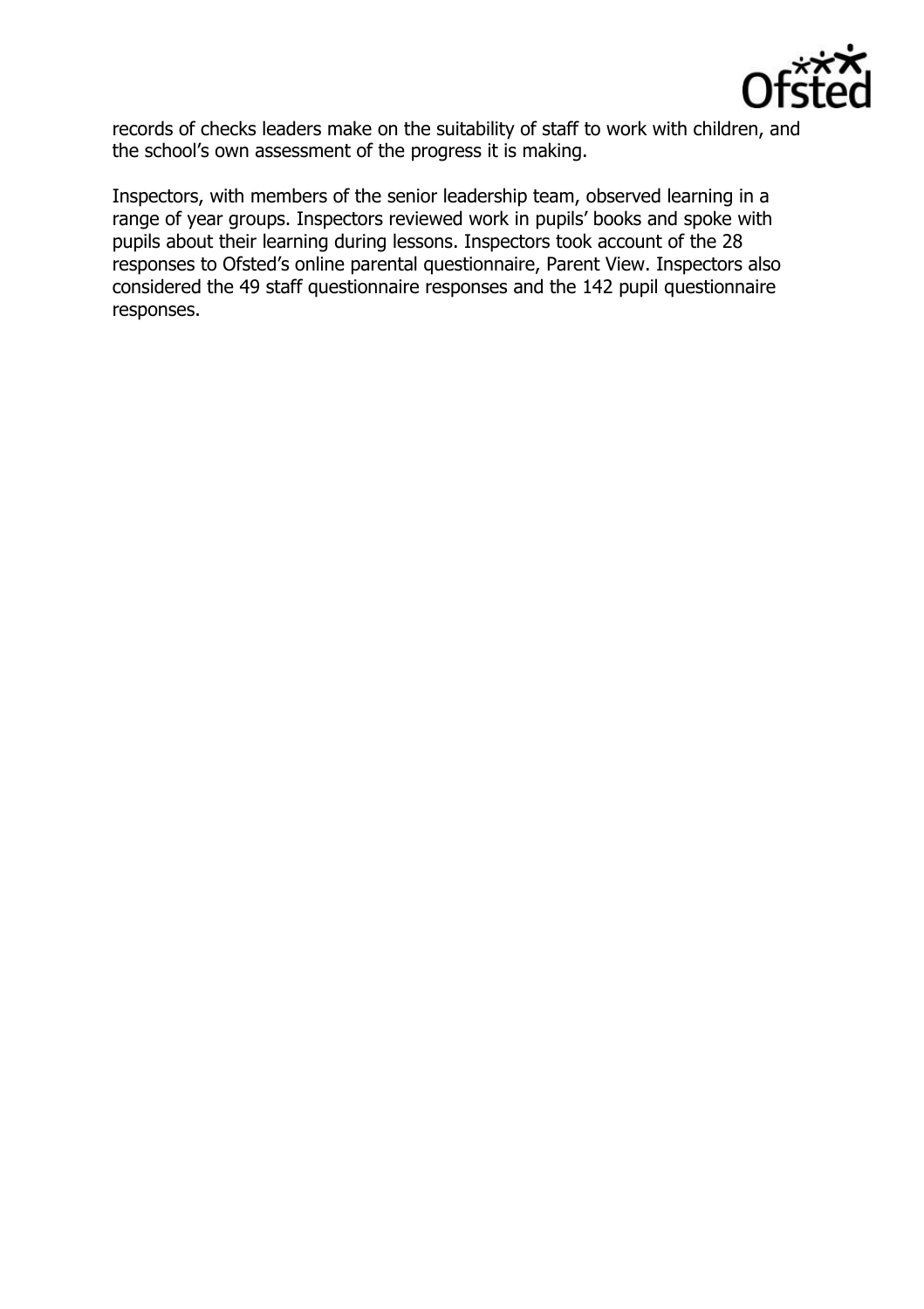records of checks leaders make on the suitability of staff to work with children, and the school's own assessment of the progress it is making.

Inspectors, with members of the senior leadership team, observed learning in a range of year groups. Inspectors reviewed work in pupils' books and spoke with pupils about their learning during lessons. Inspectors took account of the 28 responses to Ofsted's online parental questionnaire, Parent View. Inspectors also considered the 49 staff questionnaire responses and the 142 pupil questionnaire responses.